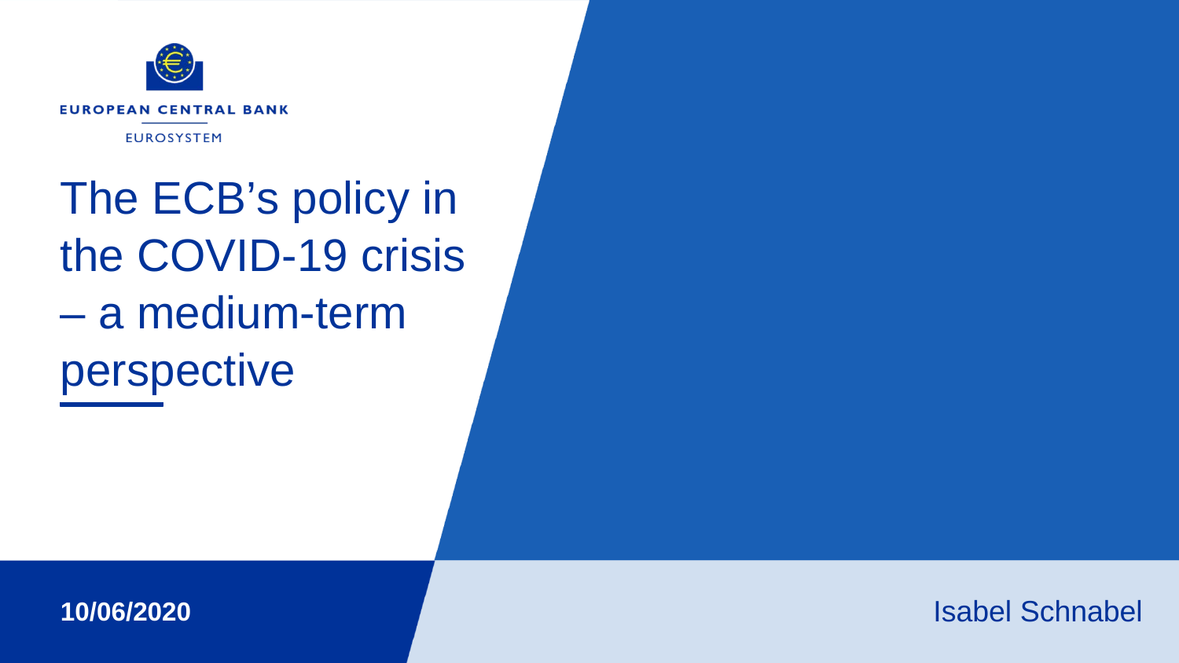EUROPEAN CENTRAL BANK

EUROSYSTEM

# The ECB's policy in the COVID-19 crisis – a medium-term perspective

**10/06/2020**

Isabel Schnabel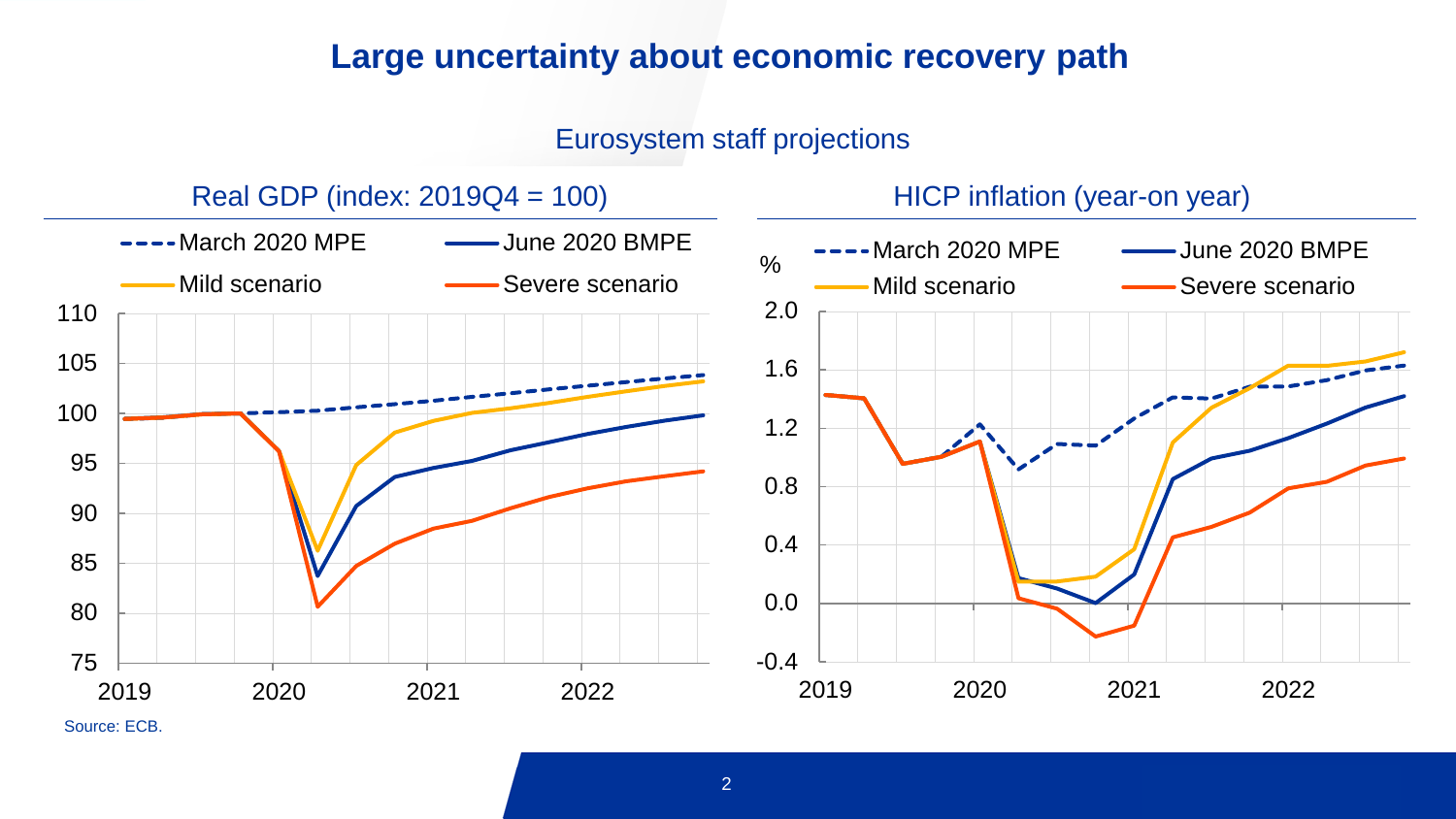# Large uncertainty about economic recovery path

## Eurosystem staff projections

### Real GDP (index: 2019Q4 = 100)

March 2020 MPE | June 2020 BMPE | Mild scenario | Severe scenario

### HICP inflation (year-on year)

%

March 2020 MPE | June 2020 BMPE | Mild scenario | Severe scenario

Source: ECB.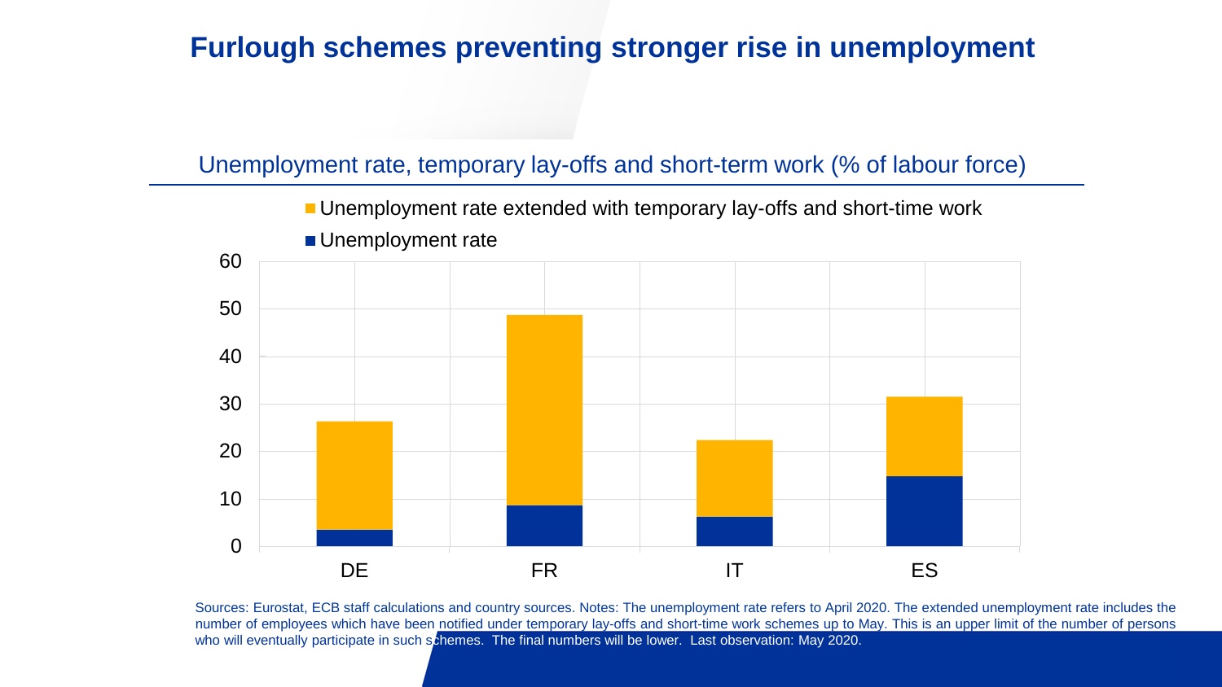# Furlough schemes preventing stronger rise in unemployment

## Unemployment rate, temporary lay-offs and short-term work (% of labour force)

- Unemployment rate extended with temporary lay-offs and short-time work
- Unemployment rate

Sources: Eurostat, ECB staff calculations and country sources. Notes: The unemployment rate refers to April 2020. The extended unemployment rate includes the number of employees which have been notified under temporary lay-offs and short-time work schemes up to May. This is an upper limit of the number of persons who will eventually participate in such schemes. The final numbers will be lower. Last observation: May 2020.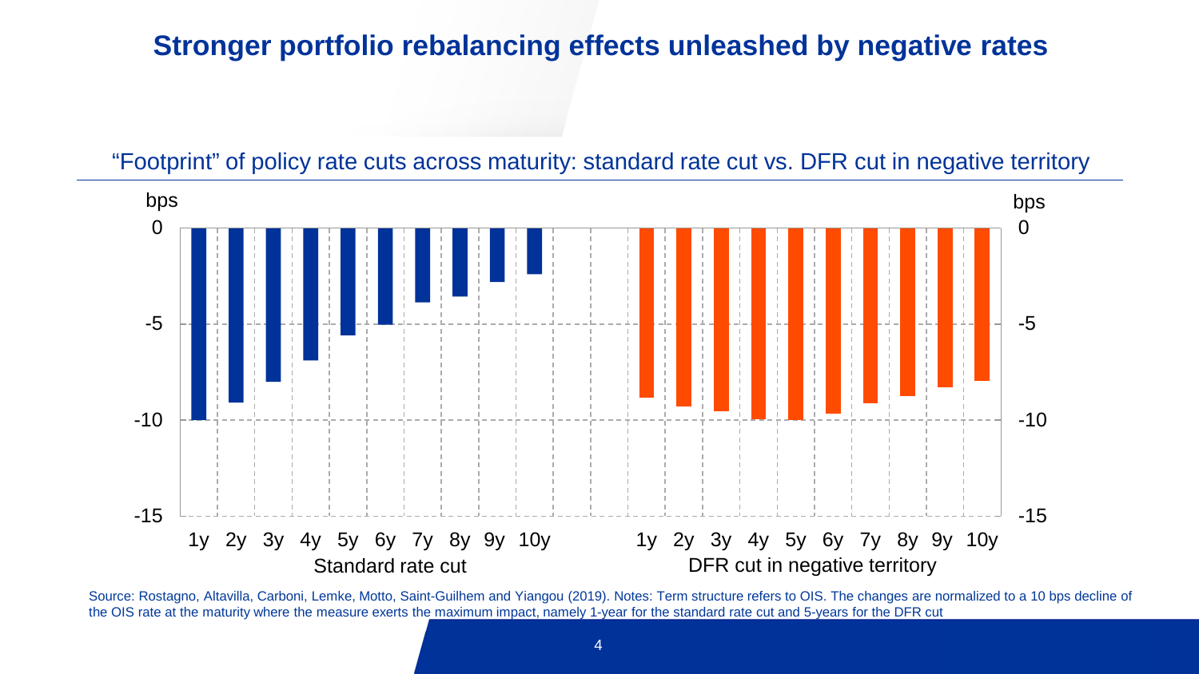# Stronger portfolio rebalancing effects unleashed by negative rates

"Footprint" of policy rate cuts across maturity: standard rate cut vs. DFR cut in negative territory

Source: Rostagno, Altavilla, Carboni, Lemke, Motto, Saint-Guilhem and Yiangou (2019). Notes: Term structure refers to OIS. The changes are normalized to a 10 bps decline of the OIS rate at the maturity where the measure exerts the maximum impact, namely 1-year for the standard rate cut and 5-years for the DFR cut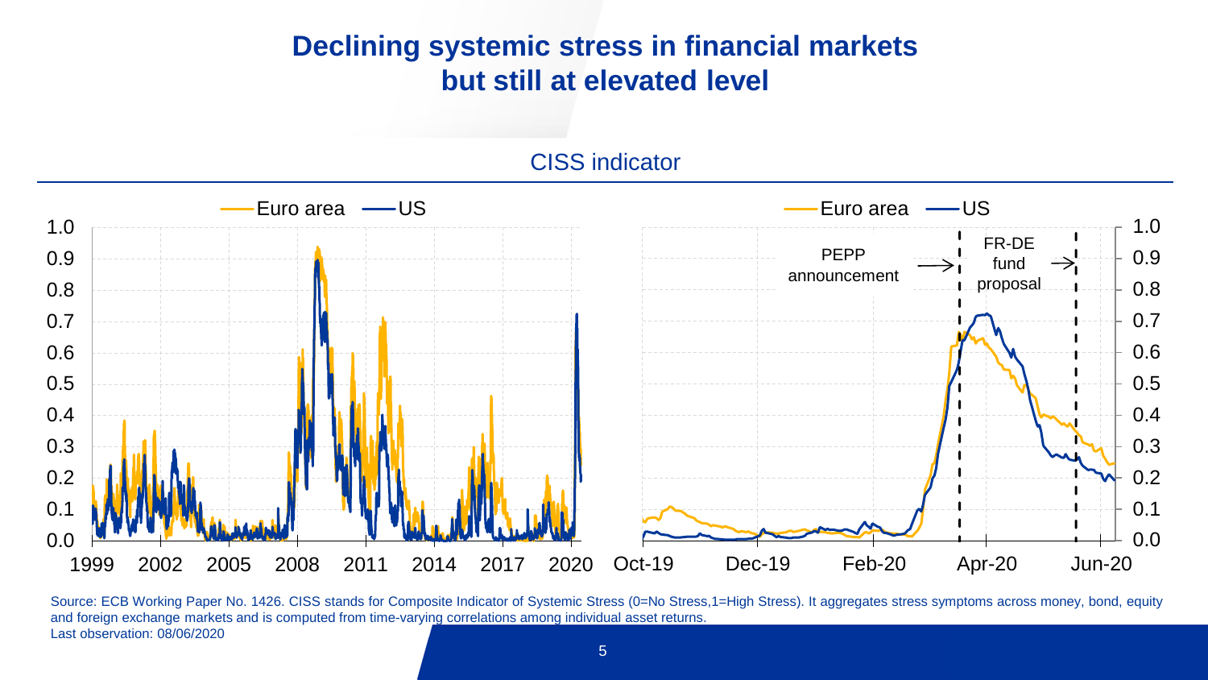# Declining systemic stress in financial markets but still at elevated level

## CISS indicator

Euro area — US

PEPP announcement

FR-DE fund proposal

Source: ECB Working Paper No. 1426. CISS stands for Composite Indicator of Systemic Stress (0=No Stress,1=High Stress). It aggregates stress symptoms across money, bond, equity and foreign exchange markets and is computed from time-varying correlations among individual asset returns.
Last observation: 08/06/2020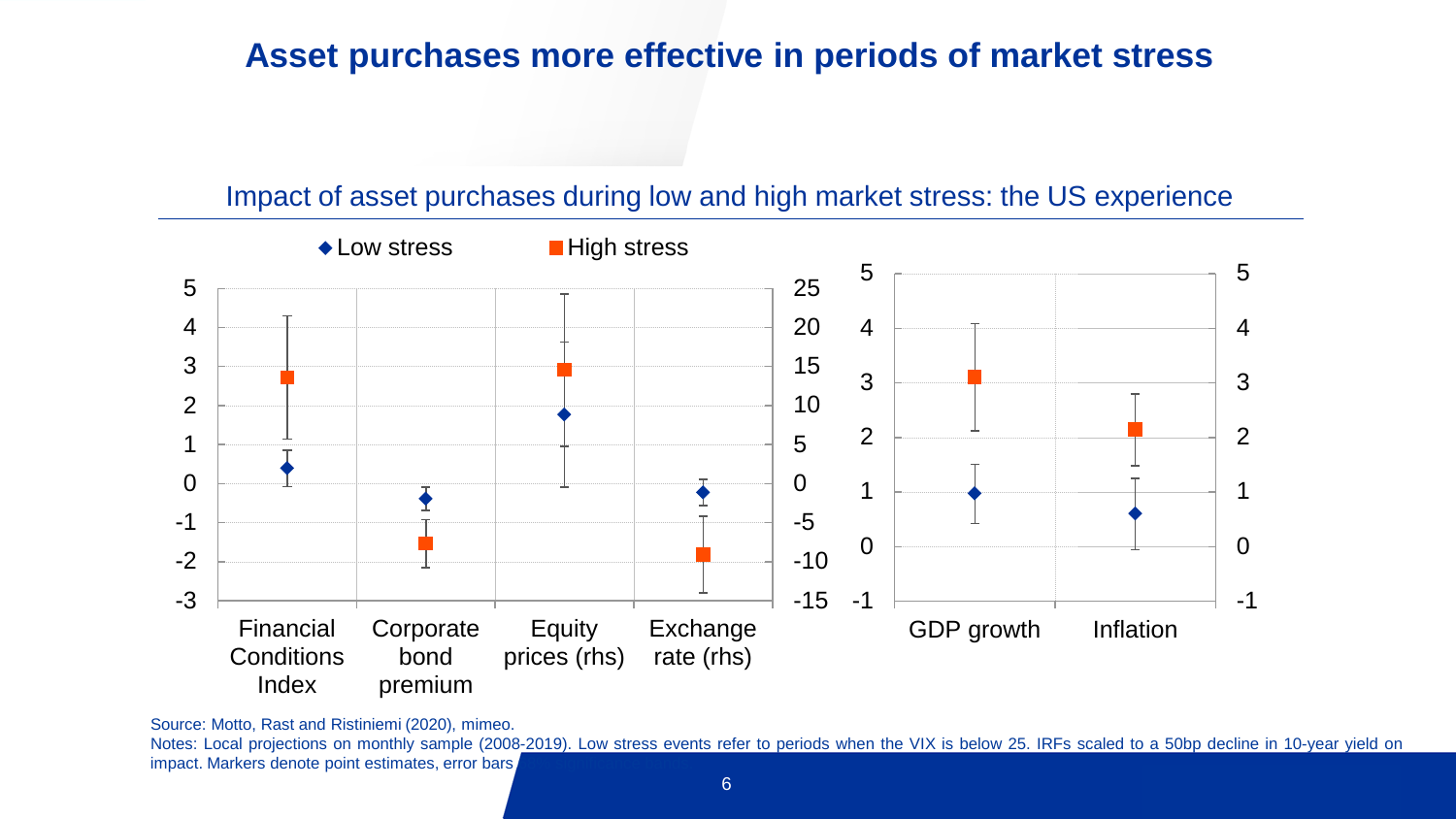# Asset purchases more effective in periods of market stress

Impact of asset purchases during low and high market stress: the US experience

◆ Low stress ■ High stress

Financial Conditions Index | Corporate bond premium | Equity prices (rhs) | Exchange rate (rhs)

GDP growth | Inflation

Source: Motto, Rast and Ristiniemi (2020), mimeo.

Notes: Local projections on monthly sample (2008-2019). Low stress events refer to periods when the VIX is below 25. IRFs scaled to a 50bp decline in 10-year yield on impact. Markers denote point estimates, error bars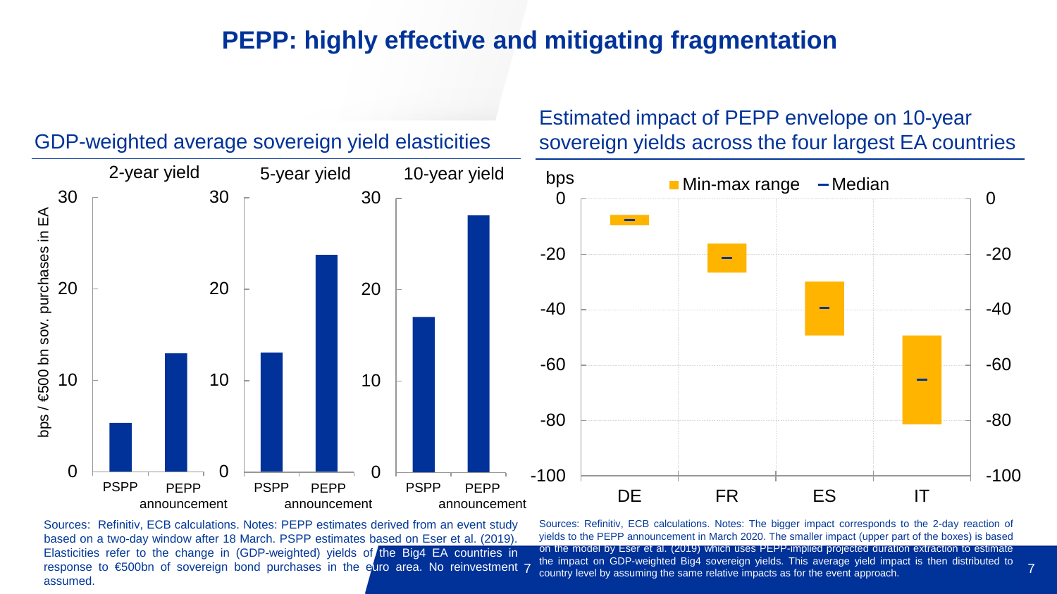# PEPP: highly effective and mitigating fragmentation

## GDP-weighted average sovereign yield elasticities

bps / €500 bn sov. purchases in EA

| | 2-year yield | 5-year yield | 10-year yield |
|---|---|---|---|
| PSPP | 5.3 | 13.0 | 17.0 |
| PEPP announcement | 13.0 | 23.8 | 28.0 |

Sources: Refinitiv, ECB calculations. Notes: PEPP estimates derived from an event study based on a two-day window after 18 March. PSPP estimates based on Eser et al. (2019). Elasticities refer to the change in (GDP-weighted) yields of the Big4 EA countries in response to €500bn of sovereign bond purchases in the euro area. No reinvestment assumed.

## Estimated impact of PEPP envelope on 10-year sovereign yields across the four largest EA countries

bps

| | Min-max range | Median |
|---|---|---|
| DE | -6 to -10 | -8 |
| FR | -16 to -27 | -21 |
| ES | -30 to -49 | -40 |
| IT | -49 to -81 | -65 |

Sources: Refinitiv, ECB calculations. Notes: The bigger impact corresponds to the 2-day reaction of yields to the PEPP announcement in March 2020. The smaller impact (upper part of the boxes) is based on the model by Eser et al. (2019) which uses PEPP-implied projected duration extraction to estimate the impact on GDP-weighted Big4 sovereign yields. This average yield impact is then distributed to country level by assuming the same relative impacts as for the event approach.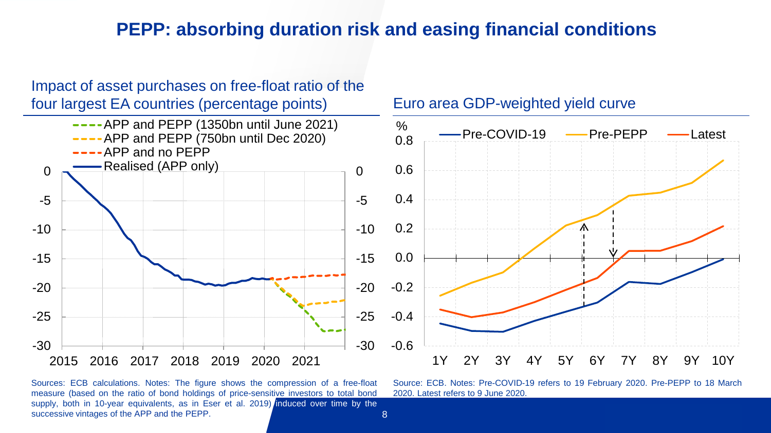# PEPP: absorbing duration risk and easing financial conditions

## Impact of asset purchases on free-float ratio of the four largest EA countries (percentage points)

Sources: ECB calculations. Notes: The figure shows the compression of a free-float measure (based on the ratio of bond holdings of price-sensitive investors to total bond supply, both in 10-year equivalents, as in Eser et al. 2019) induced over time by the successive vintages of the APP and the PEPP.

## Euro area GDP-weighted yield curve

Source: ECB. Notes: Pre-COVID-19 refers to 19 February 2020. Pre-PEPP to 18 March 2020. Latest refers to 9 June 2020.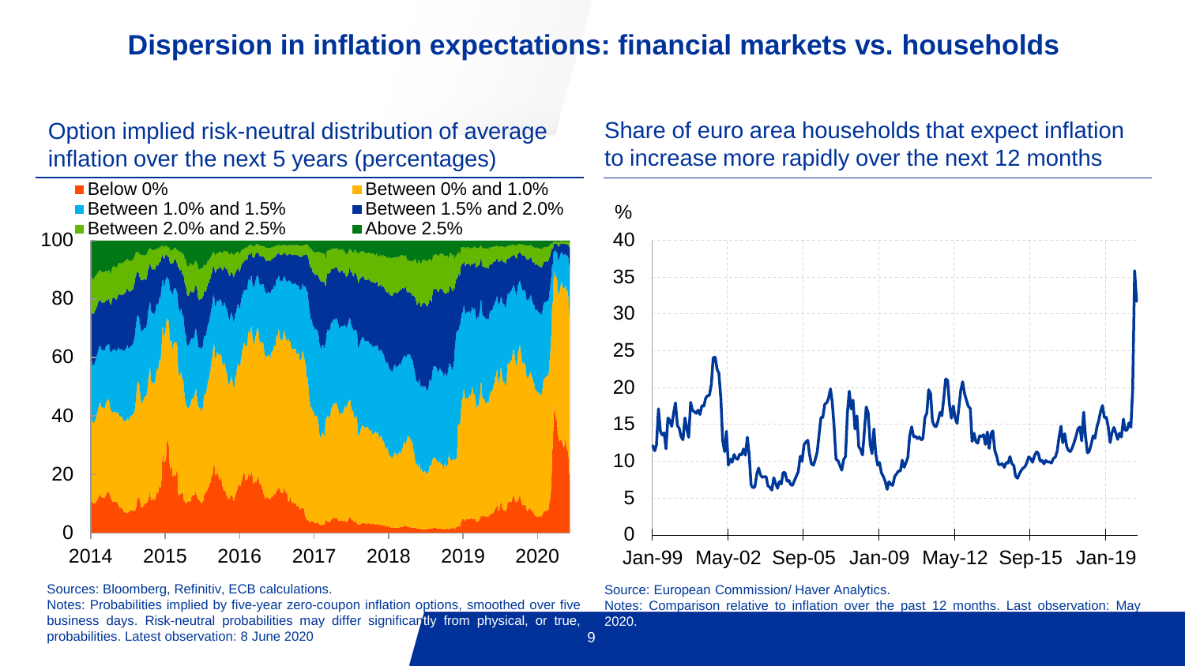# Dispersion in inflation expectations: financial markets vs. households

## Option implied risk-neutral distribution of average inflation over the next 5 years (percentages)

- Below 0%
- Between 0% and 1.0%
- Between 1.0% and 1.5%
- Between 1.5% and 2.0%
- Between 2.0% and 2.5%
- Above 2.5%

Sources: Bloomberg, Refinitiv, ECB calculations.

Notes: Probabilities implied by five-year zero-coupon inflation options, smoothed over five business days. Risk-neutral probabilities may differ significantly from physical, or true, probabilities. Latest observation: 8 June 2020

## Share of euro area households that expect inflation to increase more rapidly over the next 12 months

Source: European Commission/ Haver Analytics.

Notes: Comparison relative to inflation over the past 12 months. Last observation: May 2020.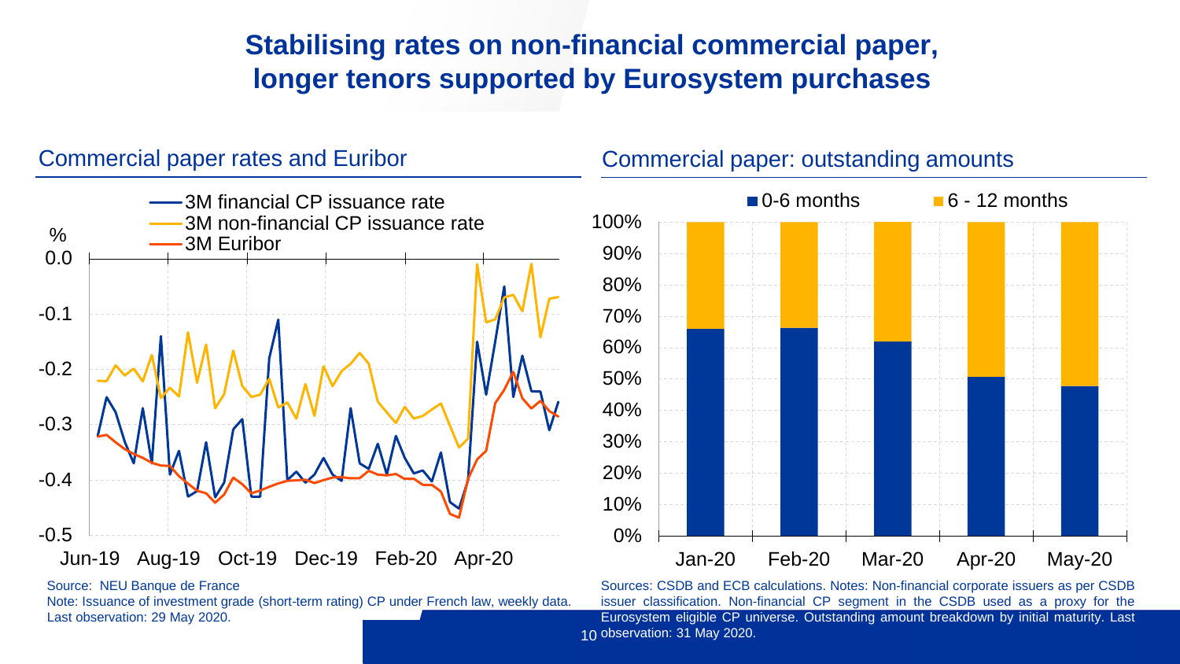# Stabilising rates on non-financial commercial paper, longer tenors supported by Eurosystem purchases

## Commercial paper rates and Euribor

Source: NEU Banque de France

Note: Issuance of investment grade (short-term rating) CP under French law, weekly data. Last observation: 29 May 2020.

## Commercial paper: outstanding amounts

Sources: CSDB and ECB calculations. Notes: Non-financial corporate issuers as per CSDB issuer classification. Non-financial CP segment in the CSDB used as a proxy for the Eurosystem eligible CP universe. Outstanding amount breakdown by initial maturity. Last observation: 31 May 2020.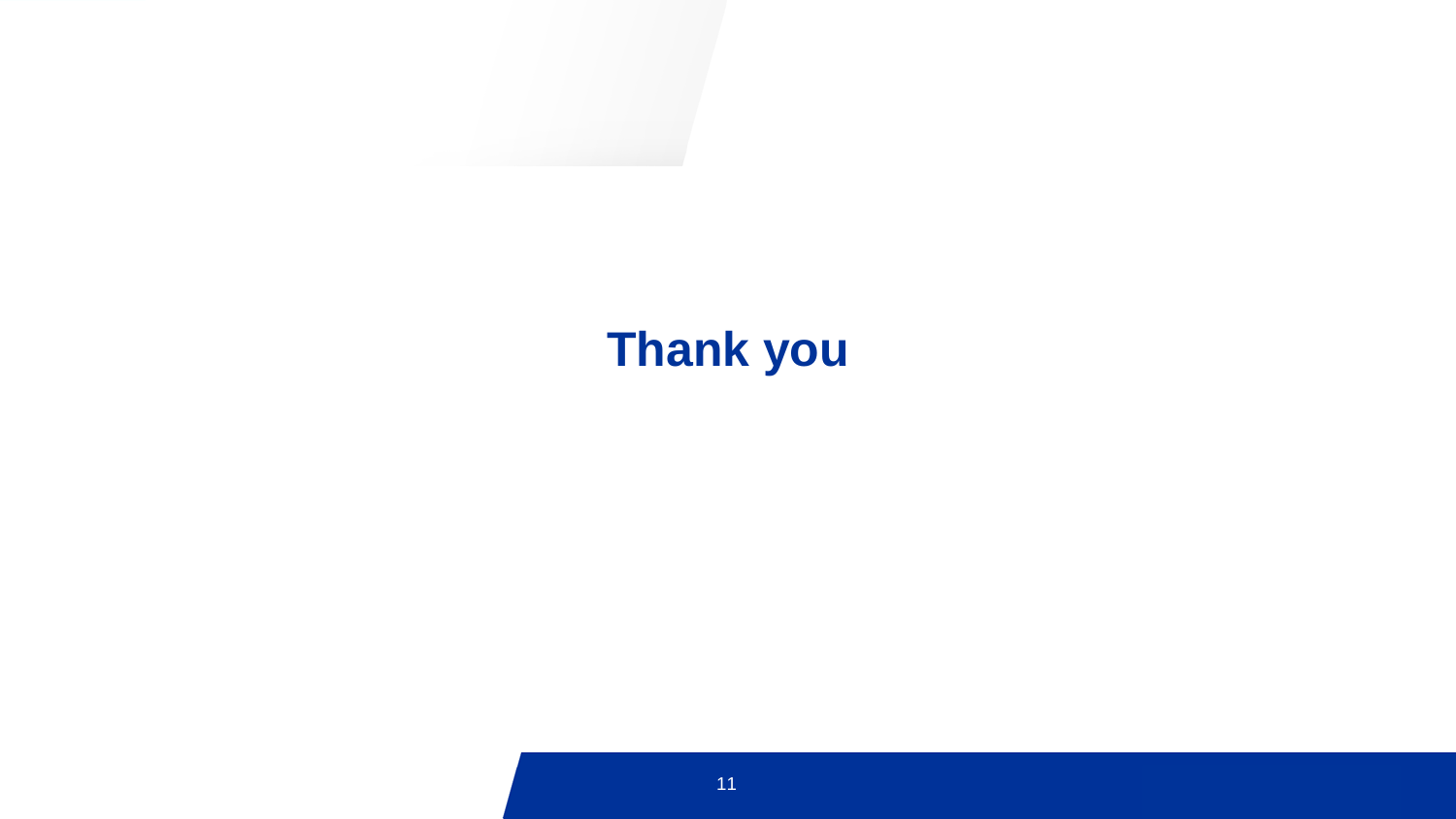# Thank you